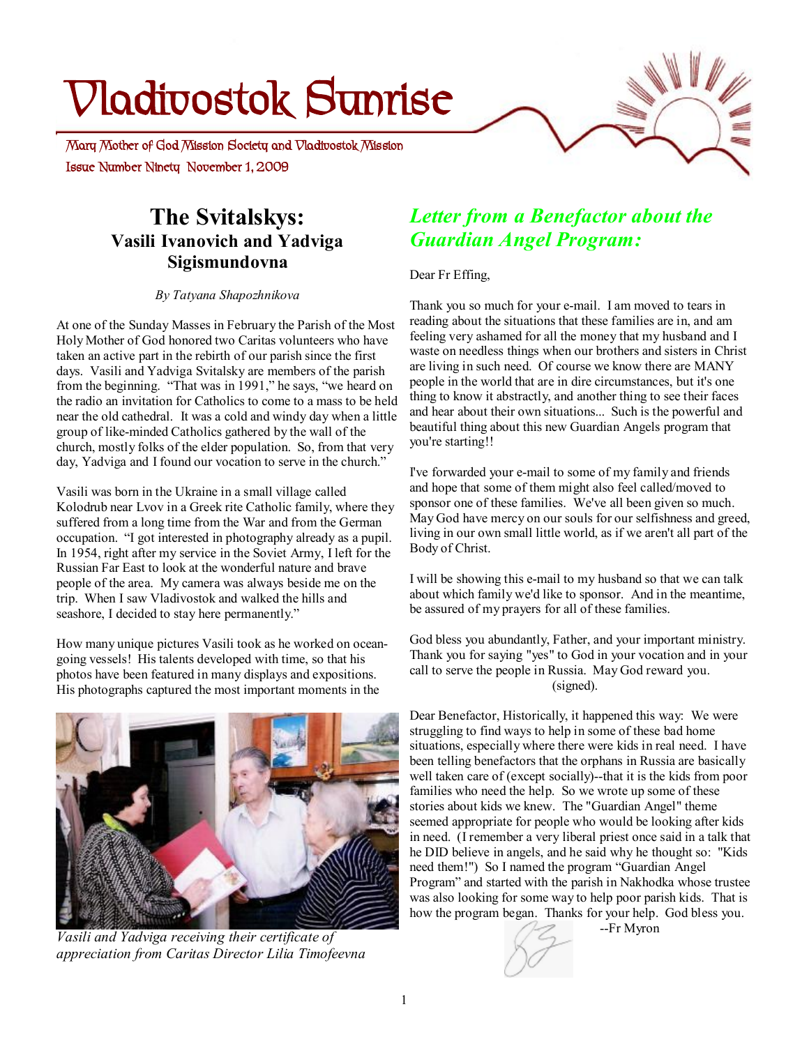# Vladivostok Sunrise

Mary Mother of God Mission Society and Vladivostok Mission

Issue Number Ninety November 1, 2009

## The Svitalskys:
### Vasili Ivanovich and Yadviga Sigismundovna

*By Tatyana Shapozhnikova*

At one of the Sunday Masses in February the Parish of the Most Holy Mother of God honored two Caritas volunteers who have taken an active part in the rebirth of our parish since the first days. Vasili and Yadviga Svitalsky are members of the parish from the beginning. "That was in 1991," he says, "we heard on the radio an invitation for Catholics to come to a mass to be held near the old cathedral. It was a cold and windy day when a little group of like-minded Catholics gathered by the wall of the church, mostly folks of the elder population. So, from that very day, Yadviga and I found our vocation to serve in the church."

Vasili was born in the Ukraine in a small village called Kolodrub near Lvov in a Greek rite Catholic family, where they suffered from a long time from the War and from the German occupation. "I got interested in photography already as a pupil. In 1954, right after my service in the Soviet Army, I left for the Russian Far East to look at the wonderful nature and brave people of the area. My camera was always beside me on the trip. When I saw Vladivostok and walked the hills and seashore, I decided to stay here permanently."

How many unique pictures Vasili took as he worked on ocean-going vessels! His talents developed with time, so that his photos have been featured in many displays and expositions. His photographs captured the most important moments in the

*Vasili and Yadviga receiving their certificate of appreciation from Caritas Director Lilia Timofeevna*

## *Letter from a Benefactor about the Guardian Angel Program:*

Dear Fr Effing,

Thank you so much for your e-mail. I am moved to tears in reading about the situations that these families are in, and am feeling very ashamed for all the money that my husband and I waste on needless things when our brothers and sisters in Christ are living in such need. Of course we know there are MANY people in the world that are in dire circumstances, but it's one thing to know it abstractly, and another thing to see their faces and hear about their own situations... Such is the powerful and beautiful thing about this new Guardian Angels program that you're starting!!

I've forwarded your e-mail to some of my family and friends and hope that some of them might also feel called/moved to sponsor one of these families. We've all been given so much. May God have mercy on our souls for our selfishness and greed, living in our own small little world, as if we aren't all part of the Body of Christ.

I will be showing this e-mail to my husband so that we can talk about which family we'd like to sponsor. And in the meantime, be assured of my prayers for all of these families.

God bless you abundantly, Father, and your important ministry. Thank you for saying "yes" to God in your vocation and in your call to serve the people in Russia. May God reward you.
(signed).

Dear Benefactor, Historically, it happened this way: We were struggling to find ways to help in some of these bad home situations, especially where there were kids in real need. I have been telling benefactors that the orphans in Russia are basically well taken care of (except socially)--that it is the kids from poor families who need the help. So we wrote up some of these stories about kids we knew. The "Guardian Angel" theme seemed appropriate for people who would be looking after kids in need. (I remember a very liberal priest once said in a talk that he DID believe in angels, and he said why he thought so: "Kids need them!") So I named the program "Guardian Angel Program" and started with the parish in Nakhodka whose trustee was also looking for some way to help poor parish kids. That is how the program began. Thanks for your help. God bless you.

--Fr Myron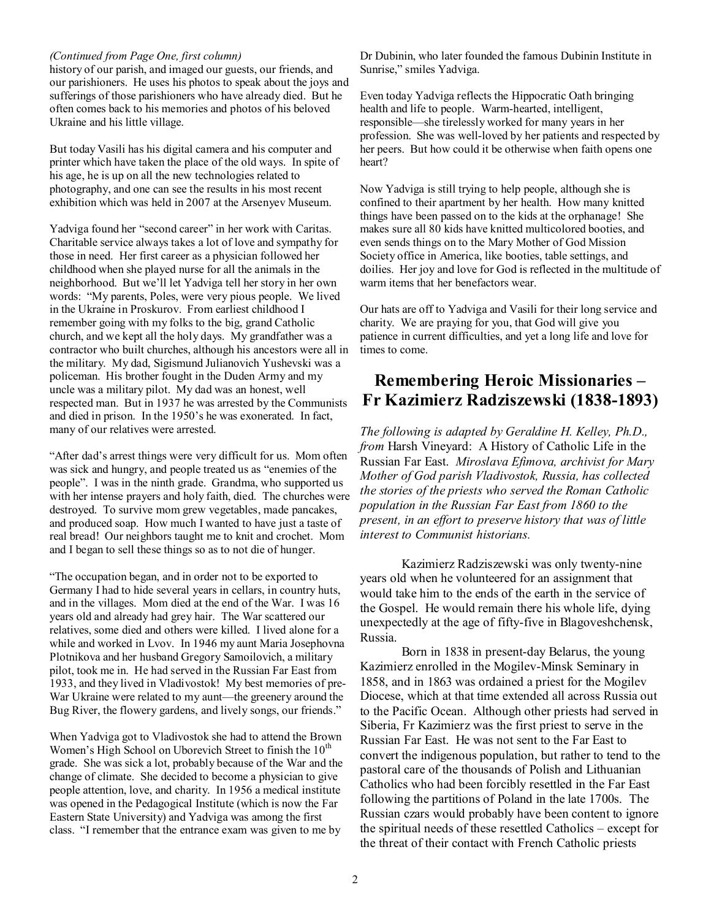*(Continued from Page One, first column)*
history of our parish, and imaged our guests, our friends, and our parishioners. He uses his photos to speak about the joys and sufferings of those parishioners who have already died. But he often comes back to his memories and photos of his beloved Ukraine and his little village.

But today Vasili has his digital camera and his computer and printer which have taken the place of the old ways. In spite of his age, he is up on all the new technologies related to photography, and one can see the results in his most recent exhibition which was held in 2007 at the Arsenyev Museum.

Yadviga found her "second career" in her work with Caritas. Charitable service always takes a lot of love and sympathy for those in need. Her first career as a physician followed her childhood when she played nurse for all the animals in the neighborhood. But we'll let Yadviga tell her story in her own words: "My parents, Poles, were very pious people. We lived in the Ukraine in Proskurov. From earliest childhood I remember going with my folks to the big, grand Catholic church, and we kept all the holy days. My grandfather was a contractor who built churches, although his ancestors were all in the military. My dad, Sigismund Julianovich Yushevski was a policeman. His brother fought in the Duden Army and my uncle was a military pilot. My dad was an honest, well respected man. But in 1937 he was arrested by the Communists and died in prison. In the 1950's he was exonerated. In fact, many of our relatives were arrested.

"After dad's arrest things were very difficult for us. Mom often was sick and hungry, and people treated us as "enemies of the people". I was in the ninth grade. Grandma, who supported us with her intense prayers and holy faith, died. The churches were destroyed. To survive mom grew vegetables, made pancakes, and produced soap. How much I wanted to have just a taste of real bread! Our neighbors taught me to knit and crochet. Mom and I began to sell these things so as to not die of hunger.

"The occupation began, and in order not to be exported to Germany I had to hide several years in cellars, in country huts, and in the villages. Mom died at the end of the War. I was 16 years old and already had grey hair. The War scattered our relatives, some died and others were killed. I lived alone for a while and worked in Lvov. In 1946 my aunt Maria Josephovna Plotnikova and her husband Gregory Samoilovich, a military pilot, took me in. He had served in the Russian Far East from 1933, and they lived in Vladivostok! My best memories of pre-War Ukraine were related to my aunt—the greenery around the Bug River, the flowery gardens, and lively songs, our friends."

When Yadviga got to Vladivostok she had to attend the Brown Women's High School on Uborevich Street to finish the 10th grade. She was sick a lot, probably because of the War and the change of climate. She decided to become a physician to give people attention, love, and charity. In 1956 a medical institute was opened in the Pedagogical Institute (which is now the Far Eastern State University) and Yadviga was among the first class. "I remember that the entrance exam was given to me by Dr Dubinin, who later founded the famous Dubinin Institute in Sunrise," smiles Yadviga.

Even today Yadviga reflects the Hippocratic Oath bringing health and life to people. Warm-hearted, intelligent, responsible—she tirelessly worked for many years in her profession. She was well-loved by her patients and respected by her peers. But how could it be otherwise when faith opens one heart?

Now Yadviga is still trying to help people, although she is confined to their apartment by her health. How many knitted things have been passed on to the kids at the orphanage! She makes sure all 80 kids have knitted multicolored booties, and even sends things on to the Mary Mother of God Mission Society office in America, like booties, table settings, and doilies. Her joy and love for God is reflected in the multitude of warm items that her benefactors wear.

Our hats are off to Yadviga and Vasili for their long service and charity. We are praying for you, that God will give you patience in current difficulties, and yet a long life and love for times to come.

## Remembering Heroic Missionaries – Fr Kazimierz Radziszewski (1838-1893)

*The following is adapted by Geraldine H. Kelley, Ph.D., from* Harsh Vineyard: A History of Catholic Life in the Russian Far East. *Miroslava Efimova, archivist for Mary Mother of God parish Vladivostok, Russia, has collected the stories of the priests who served the Roman Catholic population in the Russian Far East from 1860 to the present, in an effort to preserve history that was of little interest to Communist historians.*

Kazimierz Radziszewski was only twenty-nine years old when he volunteered for an assignment that would take him to the ends of the earth in the service of the Gospel. He would remain there his whole life, dying unexpectedly at the age of fifty-five in Blagoveshchensk, Russia.

Born in 1838 in present-day Belarus, the young Kazimierz enrolled in the Mogilev-Minsk Seminary in 1858, and in 1863 was ordained a priest for the Mogilev Diocese, which at that time extended all across Russia out to the Pacific Ocean. Although other priests had served in Siberia, Fr Kazimierz was the first priest to serve in the Russian Far East. He was not sent to the Far East to convert the indigenous population, but rather to tend to the pastoral care of the thousands of Polish and Lithuanian Catholics who had been forcibly resettled in the Far East following the partitions of Poland in the late 1700s. The Russian czars would probably have been content to ignore the spiritual needs of these resettled Catholics – except for the threat of their contact with French Catholic priests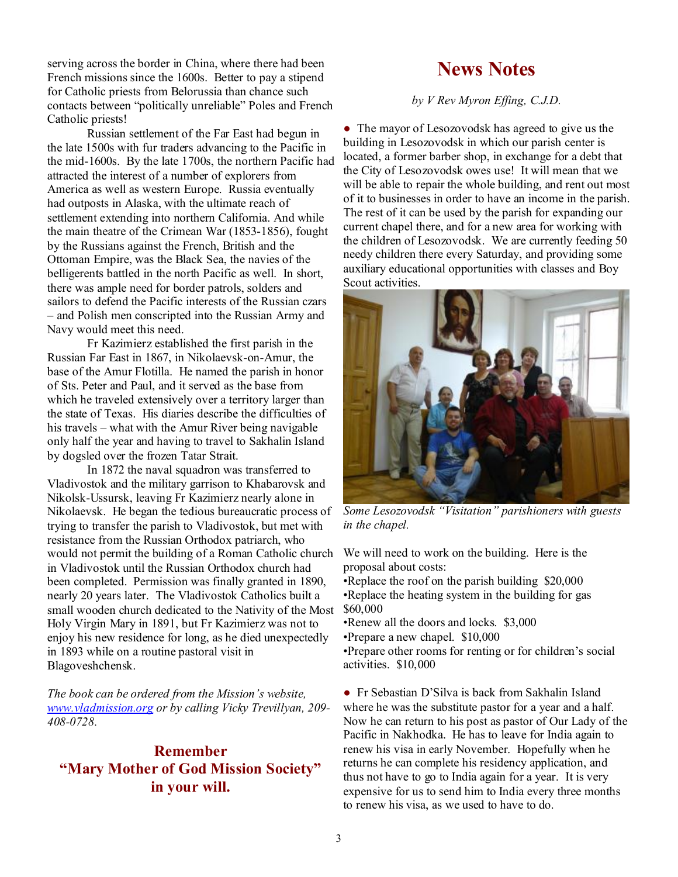serving across the border in China, where there had been French missions since the 1600s. Better to pay a stipend for Catholic priests from Belorussia than chance such contacts between "politically unreliable" Poles and French Catholic priests!

Russian settlement of the Far East had begun in the late 1500s with fur traders advancing to the Pacific in the mid-1600s. By the late 1700s, the northern Pacific had attracted the interest of a number of explorers from America as well as western Europe. Russia eventually had outposts in Alaska, with the ultimate reach of settlement extending into northern California. And while the main theatre of the Crimean War (1853-1856), fought by the Russians against the French, British and the Ottoman Empire, was the Black Sea, the navies of the belligerents battled in the north Pacific as well. In short, there was ample need for border patrols, solders and sailors to defend the Pacific interests of the Russian czars – and Polish men conscripted into the Russian Army and Navy would meet this need.

Fr Kazimierz established the first parish in the Russian Far East in 1867, in Nikolaevsk-on-Amur, the base of the Amur Flotilla. He named the parish in honor of Sts. Peter and Paul, and it served as the base from which he traveled extensively over a territory larger than the state of Texas. His diaries describe the difficulties of his travels – what with the Amur River being navigable only half the year and having to travel to Sakhalin Island by dogsled over the frozen Tatar Strait.

In 1872 the naval squadron was transferred to Vladivostok and the military garrison to Khabarovsk and Nikolsk-Ussursk, leaving Fr Kazimierz nearly alone in Nikolaevsk. He began the tedious bureaucratic process of trying to transfer the parish to Vladivostok, but met with resistance from the Russian Orthodox patriarch, who would not permit the building of a Roman Catholic church in Vladivostok until the Russian Orthodox church had been completed. Permission was finally granted in 1890, nearly 20 years later. The Vladivostok Catholics built a small wooden church dedicated to the Nativity of the Most Holy Virgin Mary in 1891, but Fr Kazimierz was not to enjoy his new residence for long, as he died unexpectedly in 1893 while on a routine pastoral visit in Blagoveshchensk.

*The book can be ordered from the Mission's website, [www.vladmission.org](http://www.vladmission.org) or by calling Vicky Trevillyan, 209-408-0728.*

## Remember "Mary Mother of God Mission Society" in your will.

# News Notes

*by V Rev Myron Effing, C.J.D.*

● The mayor of Lesozovodsk has agreed to give us the building in Lesozovodsk in which our parish center is located, a former barber shop, in exchange for a debt that the City of Lesozovodsk owes use! It will mean that we will be able to repair the whole building, and rent out most of it to businesses in order to have an income in the parish. The rest of it can be used by the parish for expanding our current chapel there, and for a new area for working with the children of Lesozovodsk. We are currently feeding 50 needy children there every Saturday, and providing some auxiliary educational opportunities with classes and Boy Scout activities.

*Some Lesozovodsk "Visitation" parishioners with guests in the chapel.*

We will need to work on the building. Here is the proposal about costs:

- Replace the roof on the parish building $20,000
- Replace the heating system in the building for gas $60,000
- Renew all the doors and locks. $3,000
- Prepare a new chapel. $10,000
- Prepare other rooms for renting or for children's social activities. $10,000

● Fr Sebastian D'Silva is back from Sakhalin Island where he was the substitute pastor for a year and a half. Now he can return to his post as pastor of Our Lady of the Pacific in Nakhodka. He has to leave for India again to renew his visa in early November. Hopefully when he returns he can complete his residency application, and thus not have to go to India again for a year. It is very expensive for us to send him to India every three months to renew his visa, as we used to have to do.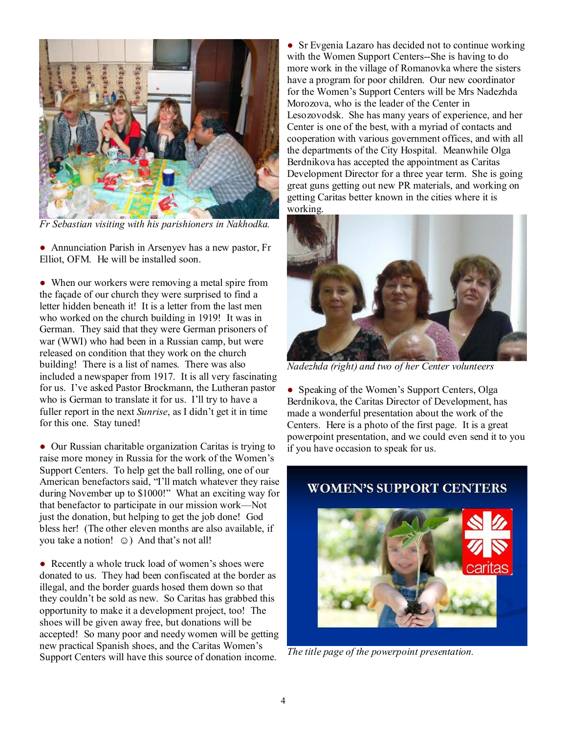*Fr Sebastian visiting with his parishioners in Nakhodka.*

● Annunciation Parish in Arsenyev has a new pastor, Fr Elliot, OFM. He will be installed soon.

● When our workers were removing a metal spire from the façade of our church they were surprised to find a letter hidden beneath it! It is a letter from the last men who worked on the church building in 1919! It was in German. They said that they were German prisoners of war (WWI) who had been in a Russian camp, but were released on condition that they work on the church building! There is a list of names. There was also included a newspaper from 1917. It is all very fascinating for us. I've asked Pastor Brockmann, the Lutheran pastor who is German to translate it for us. I'll try to have a fuller report in the next *Sunrise*, as I didn't get it in time for this one. Stay tuned!

● Our Russian charitable organization Caritas is trying to raise more money in Russia for the work of the Women's Support Centers. To help get the ball rolling, one of our American benefactors said, "I'll match whatever they raise during November up to $1000!" What an exciting way for that benefactor to participate in our mission work—Not just the donation, but helping to get the job done! God bless her! (The other eleven months are also available, if you take a notion! ☺) And that's not all!

● Recently a whole truck load of women's shoes were donated to us. They had been confiscated at the border as illegal, and the border guards hosed them down so that they couldn't be sold as new. So Caritas has grabbed this opportunity to make it a development project, too! The shoes will be given away free, but donations will be accepted! So many poor and needy women will be getting new practical Spanish shoes, and the Caritas Women's Support Centers will have this source of donation income.

● Sr Evgenia Lazaro has decided not to continue working with the Women Support Centers--She is having to do more work in the village of Romanovka where the sisters have a program for poor children. Our new coordinator for the Women's Support Centers will be Mrs Nadezhda Morozova, who is the leader of the Center in Lesozovodsk. She has many years of experience, and her Center is one of the best, with a myriad of contacts and cooperation with various government offices, and with all the departments of the City Hospital. Meanwhile Olga Berdnikova has accepted the appointment as Caritas Development Director for a three year term. She is going great guns getting out new PR materials, and working on getting Caritas better known in the cities where it is working.

*Nadezhda (right) and two of her Center volunteers*

● Speaking of the Women's Support Centers, Olga Berdnikova, the Caritas Director of Development, has made a wonderful presentation about the work of the Centers. Here is a photo of the first page. It is a great powerpoint presentation, and we could even send it to you if you have occasion to speak for us.

*The title page of the powerpoint presentation.*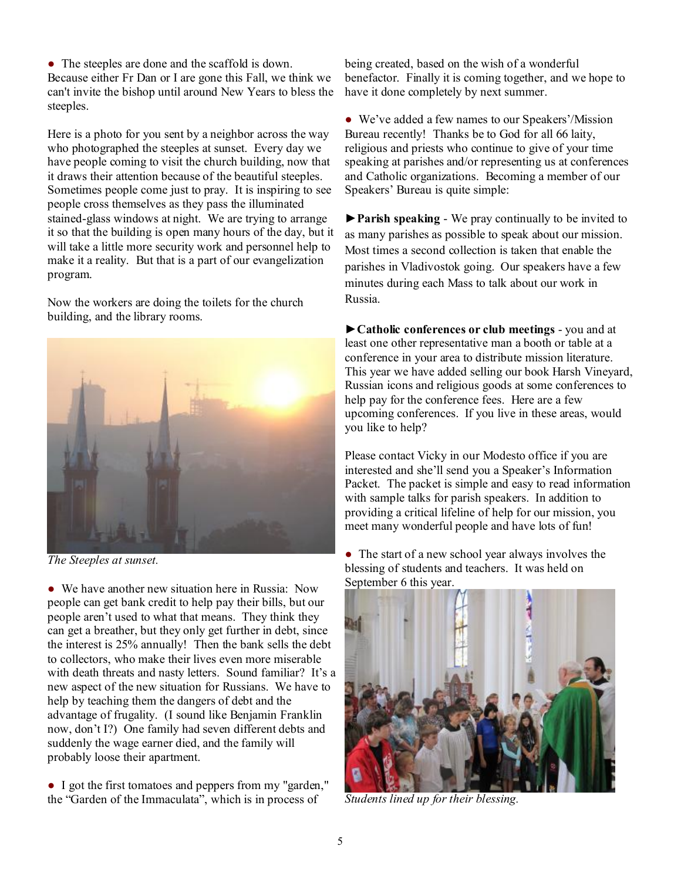● The steeples are done and the scaffold is down. Because either Fr Dan or I are gone this Fall, we think we can't invite the bishop until around New Years to bless the steeples.

Here is a photo for you sent by a neighbor across the way who photographed the steeples at sunset. Every day we have people coming to visit the church building, now that it draws their attention because of the beautiful steeples. Sometimes people come just to pray. It is inspiring to see people cross themselves as they pass the illuminated stained-glass windows at night. We are trying to arrange it so that the building is open many hours of the day, but it will take a little more security work and personnel help to make it a reality. But that is a part of our evangelization program.

Now the workers are doing the toilets for the church building, and the library rooms.

*The Steeples at sunset.*

● We have another new situation here in Russia: Now people can get bank credit to help pay their bills, but our people aren't used to what that means. They think they can get a breather, but they only get further in debt, since the interest is 25% annually! Then the bank sells the debt to collectors, who make their lives even more miserable with death threats and nasty letters. Sound familiar? It's a new aspect of the new situation for Russians. We have to help by teaching them the dangers of debt and the advantage of frugality. (I sound like Benjamin Franklin now, don't I?) One family had seven different debts and suddenly the wage earner died, and the family will probably loose their apartment.

● I got the first tomatoes and peppers from my "garden," the "Garden of the Immaculata", which is in process of being created, based on the wish of a wonderful benefactor. Finally it is coming together, and we hope to have it done completely by next summer.

● We've added a few names to our Speakers'/Mission Bureau recently! Thanks be to God for all 66 laity, religious and priests who continue to give of your time speaking at parishes and/or representing us at conferences and Catholic organizations. Becoming a member of our Speakers' Bureau is quite simple:

►**Parish speaking** - We pray continually to be invited to as many parishes as possible to speak about our mission. Most times a second collection is taken that enable the parishes in Vladivostok going. Our speakers have a few minutes during each Mass to talk about our work in Russia.

►**Catholic conferences or club meetings** - you and at least one other representative man a booth or table at a conference in your area to distribute mission literature. This year we have added selling our book Harsh Vineyard, Russian icons and religious goods at some conferences to help pay for the conference fees. Here are a few upcoming conferences. If you live in these areas, would you like to help?

Please contact Vicky in our Modesto office if you are interested and she'll send you a Speaker's Information Packet. The packet is simple and easy to read information with sample talks for parish speakers. In addition to providing a critical lifeline of help for our mission, you meet many wonderful people and have lots of fun!

● The start of a new school year always involves the blessing of students and teachers. It was held on September 6 this year.

*Students lined up for their blessing.*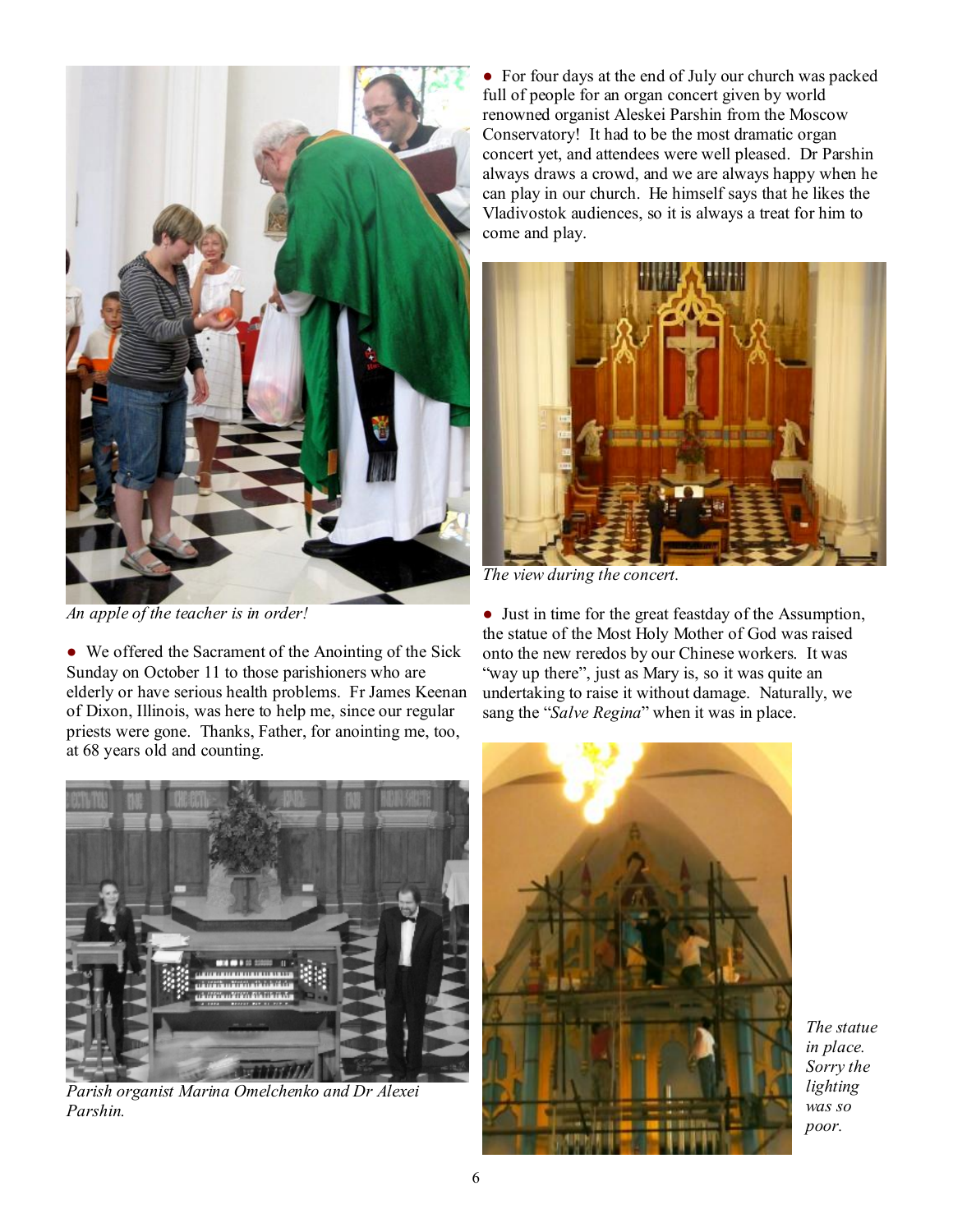*An apple of the teacher is in order!*

● We offered the Sacrament of the Anointing of the Sick Sunday on October 11 to those parishioners who are elderly or have serious health problems. Fr James Keenan of Dixon, Illinois, was here to help me, since our regular priests were gone. Thanks, Father, for anointing me, too, at 68 years old and counting.

*Parish organist Marina Omelchenko and Dr Alexei Parshin.*

● For four days at the end of July our church was packed full of people for an organ concert given by world renowned organist Aleskei Parshin from the Moscow Conservatory! It had to be the most dramatic organ concert yet, and attendees were well pleased. Dr Parshin always draws a crowd, and we are always happy when he can play in our church. He himself says that he likes the Vladivostok audiences, so it is always a treat for him to come and play.

*The view during the concert.*

● Just in time for the great feastday of the Assumption, the statue of the Most Holy Mother of God was raised onto the new reredos by our Chinese workers. It was "way up there", just as Mary is, so it was quite an undertaking to raise it without damage. Naturally, we sang the "*Salve Regina*" when it was in place.

*The statue in place. Sorry the lighting was so poor.*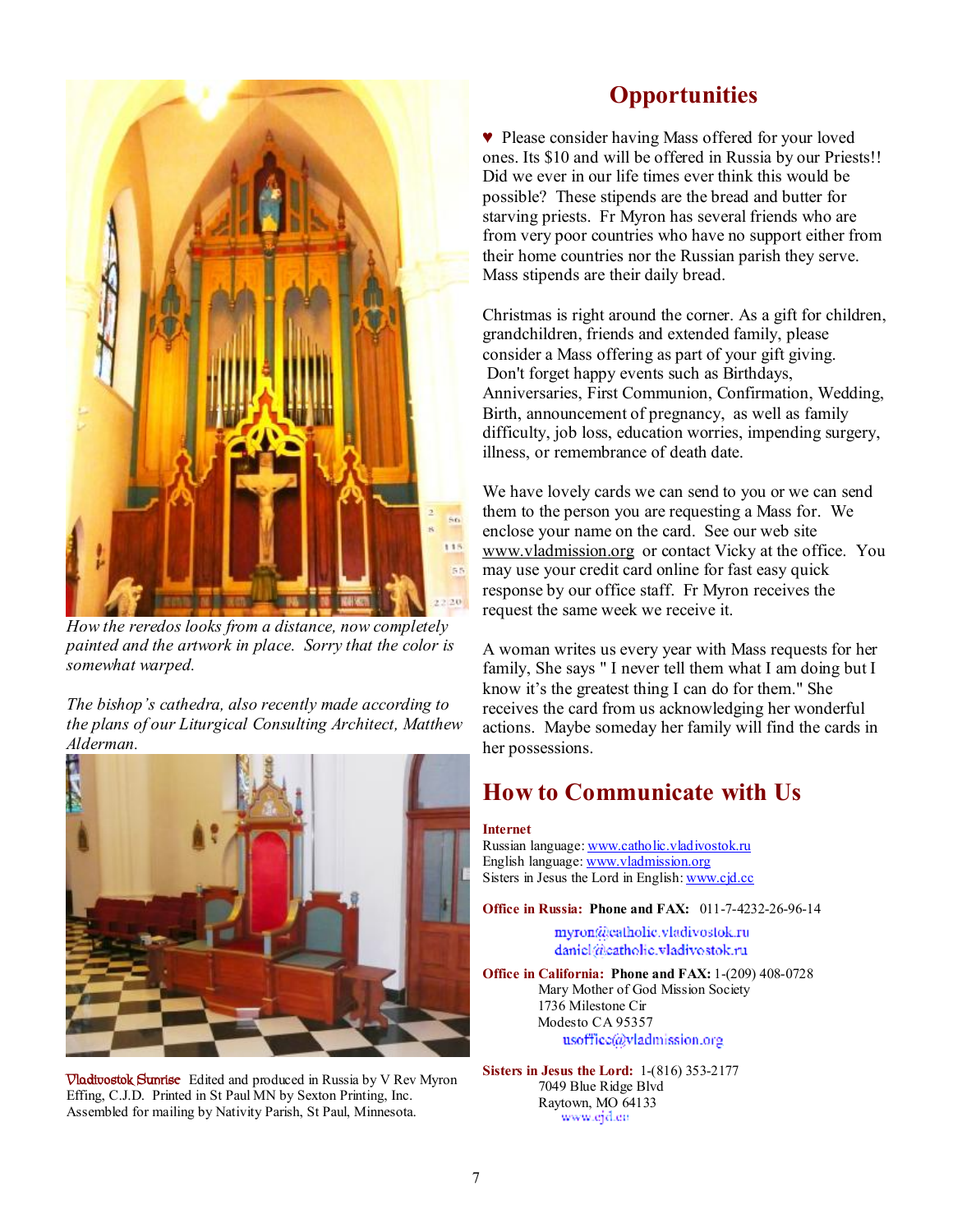How the reredos looks from a distance, now completely painted and the artwork in place. Sorry that the color is somewhat warped.

*The bishop's cathedra, also recently made according to the plans of our Liturgical Consulting Architect, Matthew Alderman.*

Vladivostok Sunrise Edited and produced in Russia by V Rev Myron Effing, C.J.D. Printed in St Paul MN by Sexton Printing, Inc. Assembled for mailing by Nativity Parish, St Paul, Minnesota.

# Opportunities

♥ Please consider having Mass offered for your loved ones. Its $10 and will be offered in Russia by our Priests!! Did we ever in our life times ever think this would be possible? These stipends are the bread and butter for starving priests. Fr Myron has several friends who are from very poor countries who have no support either from their home countries nor the Russian parish they serve. Mass stipends are their daily bread.

Christmas is right around the corner. As a gift for children, grandchildren, friends and extended family, please consider a Mass offering as part of your gift giving. Don't forget happy events such as Birthdays, Anniversaries, First Communion, Confirmation, Wedding, Birth, announcement of pregnancy, as well as family difficulty, job loss, education worries, impending surgery, illness, or remembrance of death date.

We have lovely cards we can send to you or we can send them to the person you are requesting a Mass for. We enclose your name on the card. See our web site www.vladmission.org or contact Vicky at the office. You may use your credit card online for fast easy quick response by our office staff. Fr Myron receives the request the same week we receive it.

A woman writes us every year with Mass requests for her family, She says " I never tell them what I am doing but I know it's the greatest thing I can do for them." She receives the card from us acknowledging her wonderful actions. Maybe someday her family will find the cards in her possessions.

# How to Communicate with Us

**Internet**
Russian language: www.catholic.vladivostok.ru
English language: www.vladmission.org
Sisters in Jesus the Lord in English: www.cjd.cc

**Office in Russia: Phone and FAX:** 011-7-4232-26-96-14
myron@catholic.vladivostok.ru
daniel@catholic.vladivostok.ru

**Office in California: Phone and FAX:** 1-(209) 408-0728
Mary Mother of God Mission Society
1736 Milestone Cir
Modesto CA 95357
usoffice@vladmission.org

**Sisters in Jesus the Lord:** 1-(816) 353-2177
7049 Blue Ridge Blvd
Raytown, MO 64133
www.cjd.cc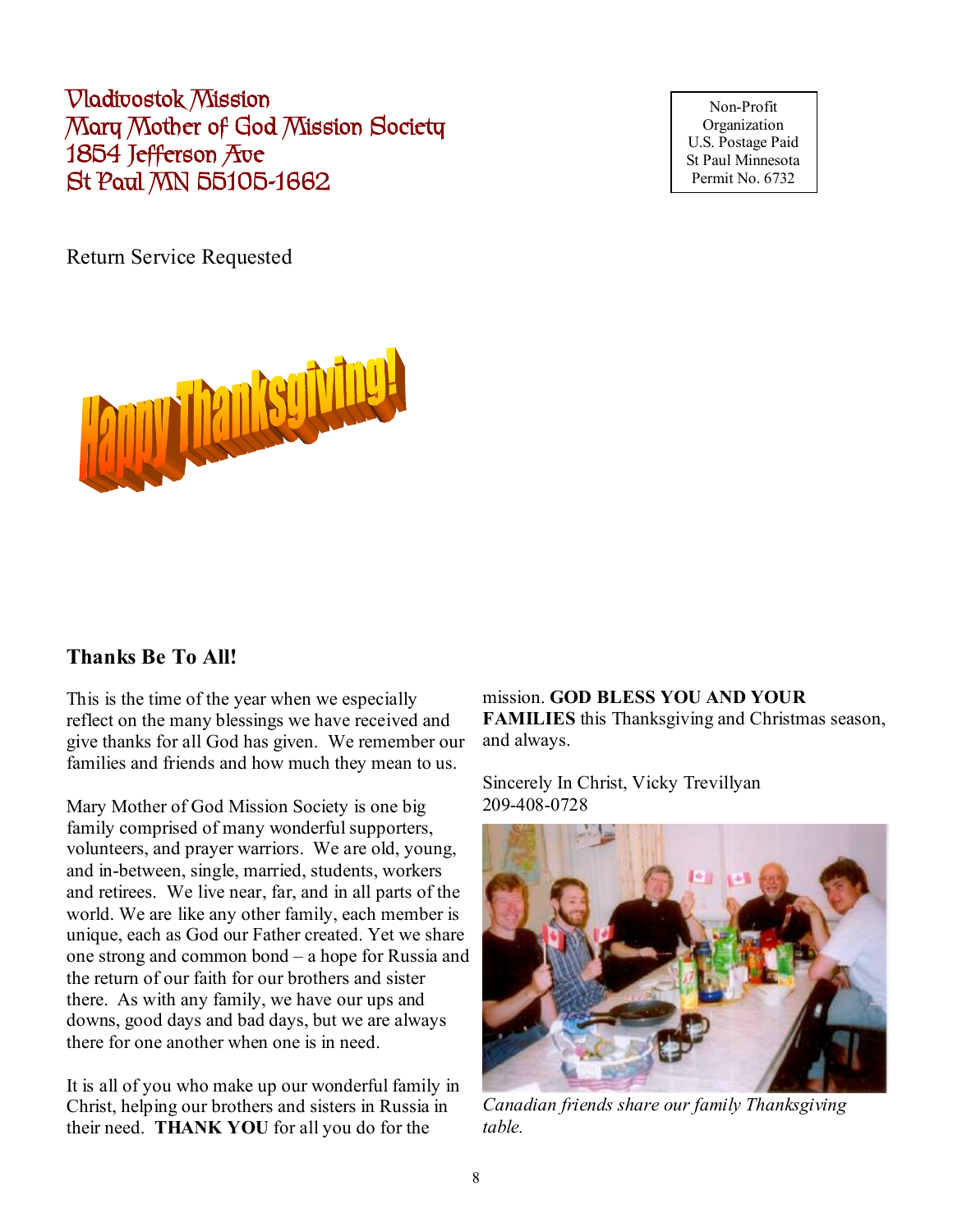Vladivostok Mission
Mary Mother of God Mission Society
1854 Jefferson Ave
St Paul MN 55105-1662

Non-Profit
Organization
U.S. Postage Paid
St Paul Minnesota
Permit No. 6732

Return Service Requested

Happy Thanksgiving!

## Thanks Be To All!

This is the time of the year when we especially reflect on the many blessings we have received and give thanks for all God has given. We remember our families and friends and how much they mean to us.

Mary Mother of God Mission Society is one big family comprised of many wonderful supporters, volunteers, and prayer warriors. We are old, young, and in-between, single, married, students, workers and retirees. We live near, far, and in all parts of the world. We are like any other family, each member is unique, each as God our Father created. Yet we share one strong and common bond – a hope for Russia and the return of our faith for our brothers and sister there. As with any family, we have our ups and downs, good days and bad days, but we are always there for one another when one is in need.

It is all of you who make up our wonderful family in Christ, helping our brothers and sisters in Russia in their need. **THANK YOU** for all you do for the mission. **GOD BLESS YOU AND YOUR FAMILIES** this Thanksgiving and Christmas season, and always.

Sincerely In Christ, Vicky Trevillyan
209-408-0728

*Canadian friends share our family Thanksgiving table.*